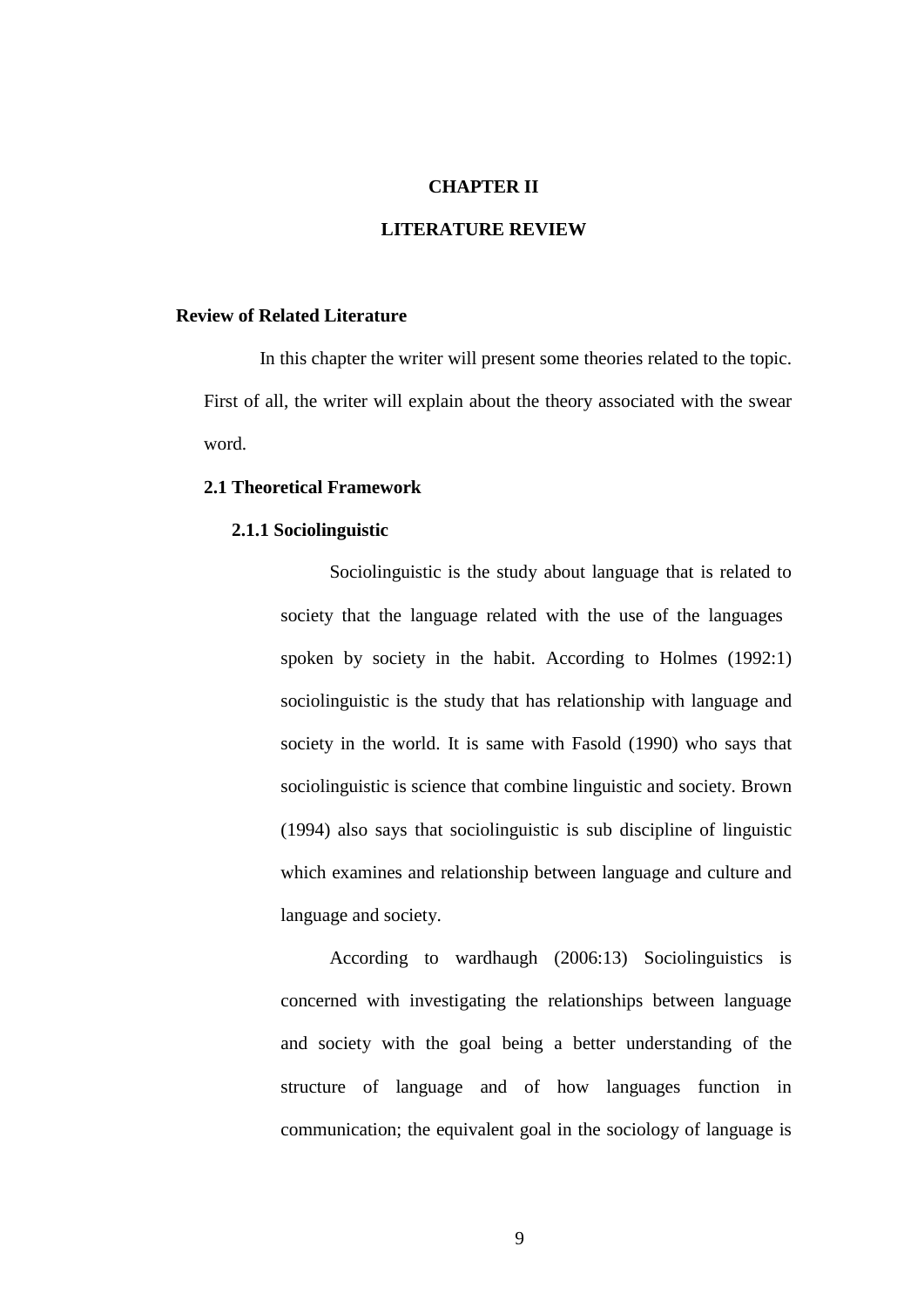# CHAPTER II

# LITERATURE REVIEW

**Review of Related Literature**

In this chapter the writer will present some theories related to the topic. First of all, the writer will explain about the theory associated with the swear word.

## 2.1 Theoretical Framework

### 2.1.1 Sociolinguistic

Sociolinguistic is the study about language that is related to society that the language related with the use of the languages spoken by society in the habit. According to Holmes (1992:1) sociolinguistic is the study that has relationship with language and society in the world. It is same with Fasold (1990) who says that sociolinguistic is science that combine linguistic and society. Brown (1994) also says that sociolinguistic is sub discipline of linguistic which examines and relationship between language and culture and language and society.

According to wardhaugh (2006:13) Sociolinguistics is concerned with investigating the relationships between language and society with the goal being a better understanding of the structure of language and of how languages function in communication; the equivalent goal in the sociology of language is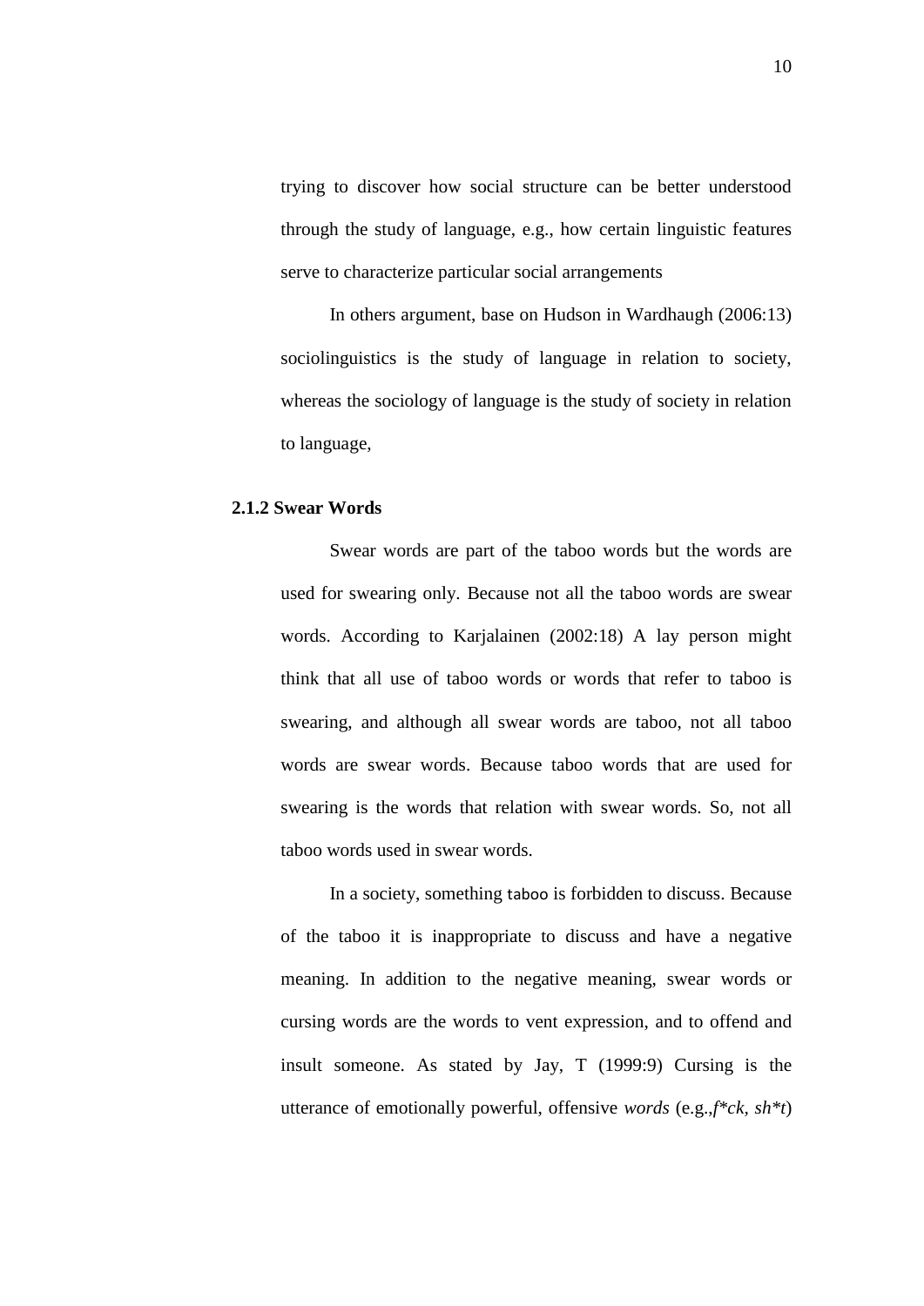trying to discover how social structure can be better understood through the study of language, e.g., how certain linguistic features serve to characterize particular social arrangements

In others argument, base on Hudson in Wardhaugh (2006:13) sociolinguistics is the study of language in relation to society, whereas the sociology of language is the study of society in relation to language,

### 2.1.2 Swear Words

Swear words are part of the taboo words but the words are used for swearing only. Because not all the taboo words are swear words. According to Karjalainen (2002:18) A lay person might think that all use of taboo words or words that refer to taboo is swearing, and although all swear words are taboo, not all taboo words are swear words. Because taboo words that are used for swearing is the words that relation with swear words. So, not all taboo words used in swear words.

In a society, something taboo is forbidden to discuss. Because of the taboo it is inappropriate to discuss and have a negative meaning. In addition to the negative meaning, swear words or cursing words are the words to vent expression, and to offend and insult someone. As stated by Jay, T (1999:9) Cursing is the utterance of emotionally powerful, offensive *words* (e.g.,*f*ck, sh*t*)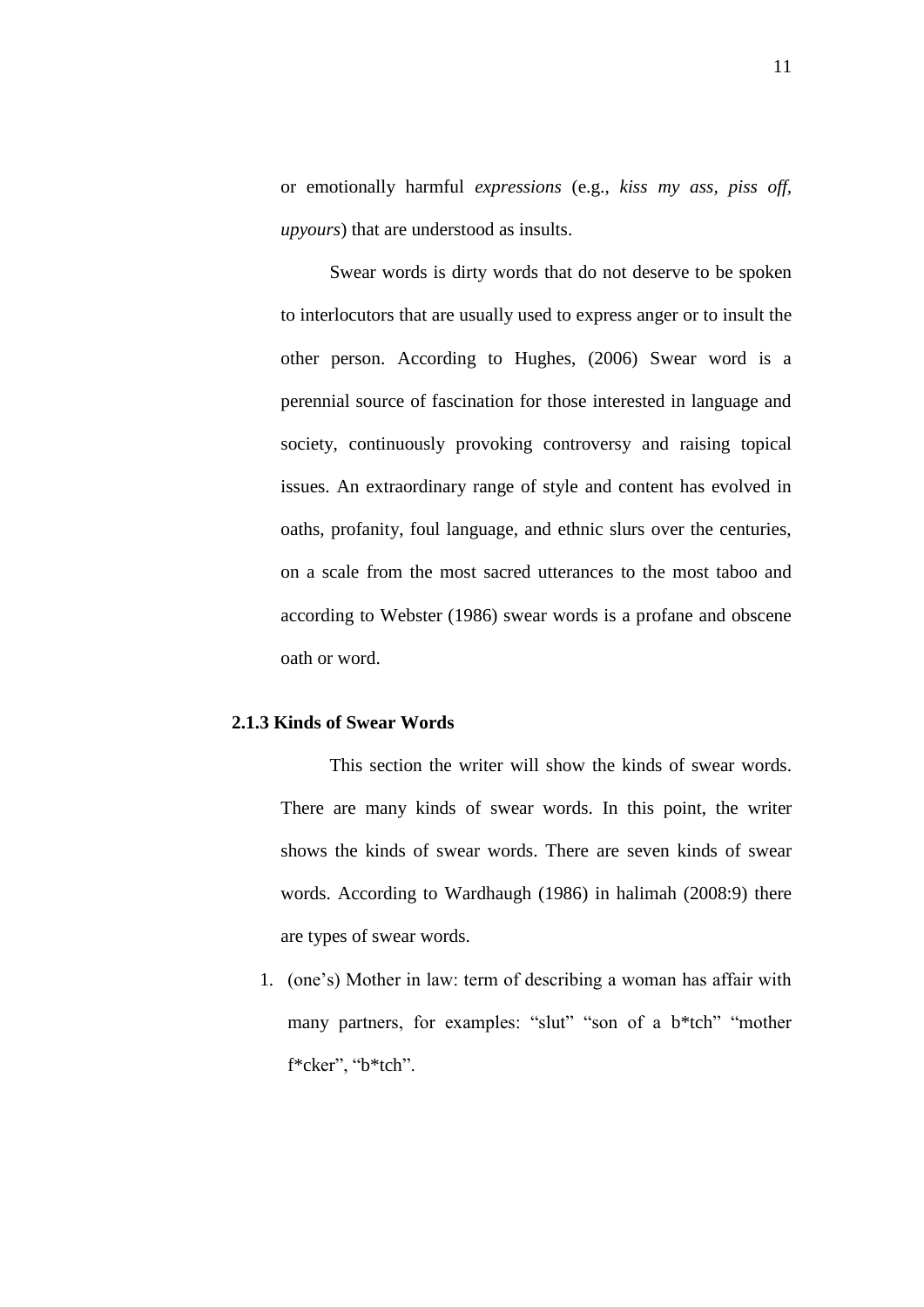or emotionally harmful *expressions* (e.g., *kiss my ass, piss off, upyours*) that are understood as insults.

Swear words is dirty words that do not deserve to be spoken to interlocutors that are usually used to express anger or to insult the other person. According to Hughes, (2006) Swear word is a perennial source of fascination for those interested in language and society, continuously provoking controversy and raising topical issues. An extraordinary range of style and content has evolved in oaths, profanity, foul language, and ethnic slurs over the centuries, on a scale from the most sacred utterances to the most taboo and according to Webster (1986) swear words is a profane and obscene oath or word.

### 2.1.3 Kinds of Swear Words

This section the writer will show the kinds of swear words. There are many kinds of swear words. In this point, the writer shows the kinds of swear words. There are seven kinds of swear words. According to Wardhaugh (1986) in halimah (2008:9) there are types of swear words.

1. (one's) Mother in law: term of describing a woman has affair with many partners, for examples: "slut" "son of a b*tch" "mother f*cker", "b*tch".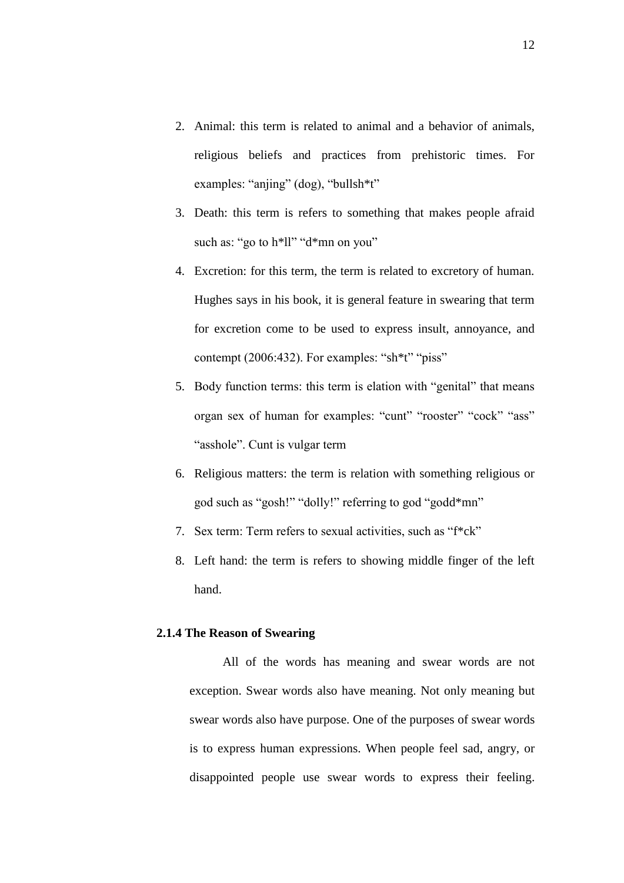2. Animal: this term is related to animal and a behavior of animals, religious beliefs and practices from prehistoric times. For examples: “anjing” (dog), “bullsh*t”
3. Death: this term is refers to something that makes people afraid such as: “go to h*ll” “d*mn on you”
4. Excretion: for this term, the term is related to excretory of human. Hughes says in his book, it is general feature in swearing that term for excretion come to be used to express insult, annoyance, and contempt (2006:432). For examples: “sh*t” “piss”
5. Body function terms: this term is elation with “genital” that means organ sex of human for examples: “cunt” “rooster” “cock” “ass” “asshole”. Cunt is vulgar term
6. Religious matters: the term is relation with something religious or god such as “gosh!” “dolly!” referring to god “godd*mn”
7. Sex term: Term refers to sexual activities, such as “f*ck”
8. Left hand: the term is refers to showing middle finger of the left hand.

### 2.1.4 The Reason of Swearing

All of the words has meaning and swear words are not exception. Swear words also have meaning. Not only meaning but swear words also have purpose. One of the purposes of swear words is to express human expressions. When people feel sad, angry, or disappointed people use swear words to express their feeling.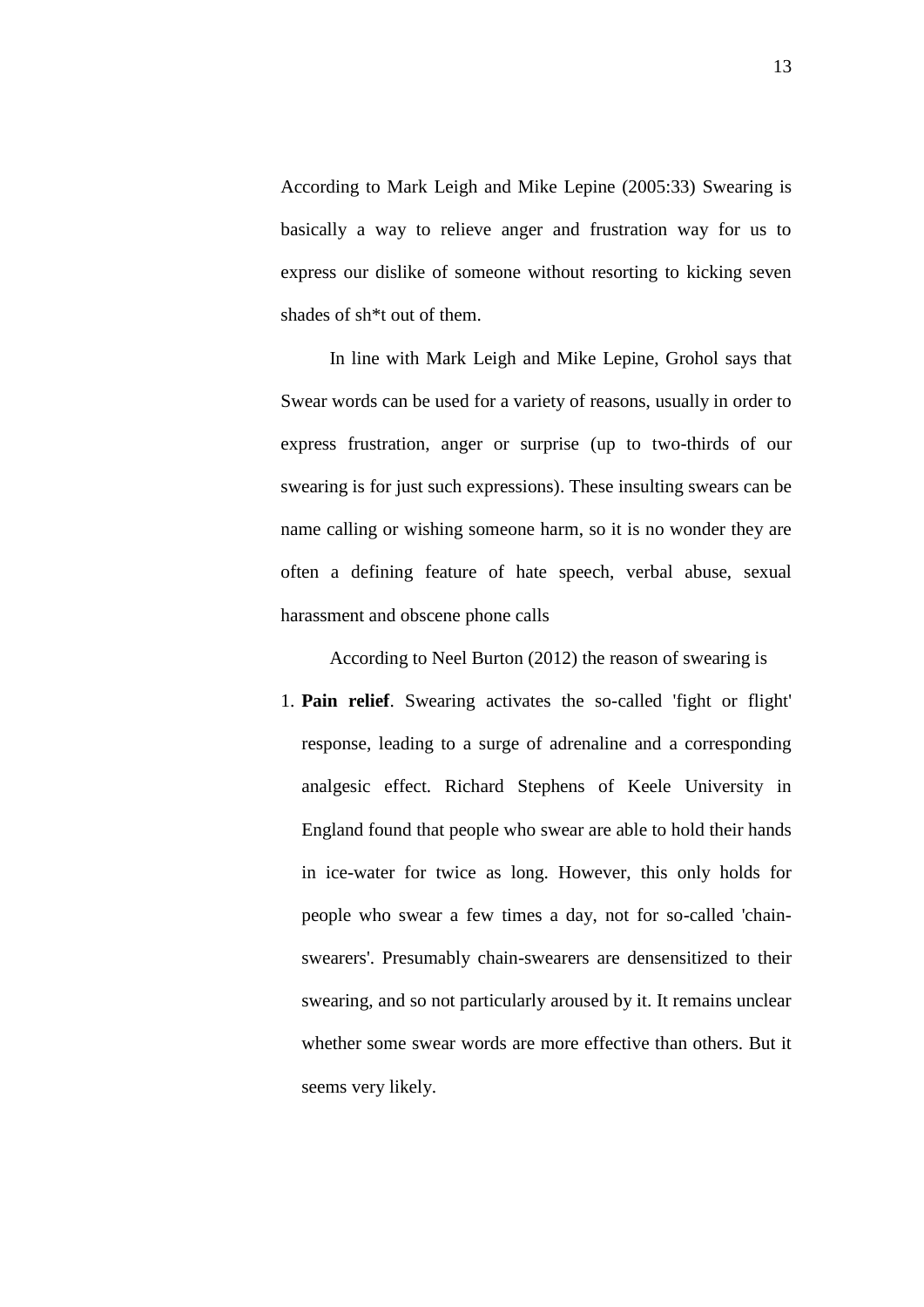According to Mark Leigh and Mike Lepine (2005:33) Swearing is basically a way to relieve anger and frustration way for us to express our dislike of someone without resorting to kicking seven shades of sh*t out of them.

In line with Mark Leigh and Mike Lepine, Grohol says that Swear words can be used for a variety of reasons, usually in order to express frustration, anger or surprise (up to two-thirds of our swearing is for just such expressions). These insulting swears can be name calling or wishing someone harm, so it is no wonder they are often a defining feature of hate speech, verbal abuse, sexual harassment and obscene phone calls

According to Neel Burton (2012) the reason of swearing is

1. **Pain relief**. Swearing activates the so-called 'fight or flight' response, leading to a surge of adrenaline and a corresponding analgesic effect. Richard Stephens of Keele University in England found that people who swear are able to hold their hands in ice-water for twice as long. However, this only holds for people who swear a few times a day, not for so-called 'chain-swearers'. Presumably chain-swearers are densensitized to their swearing, and so not particularly aroused by it. It remains unclear whether some swear words are more effective than others. But it seems very likely.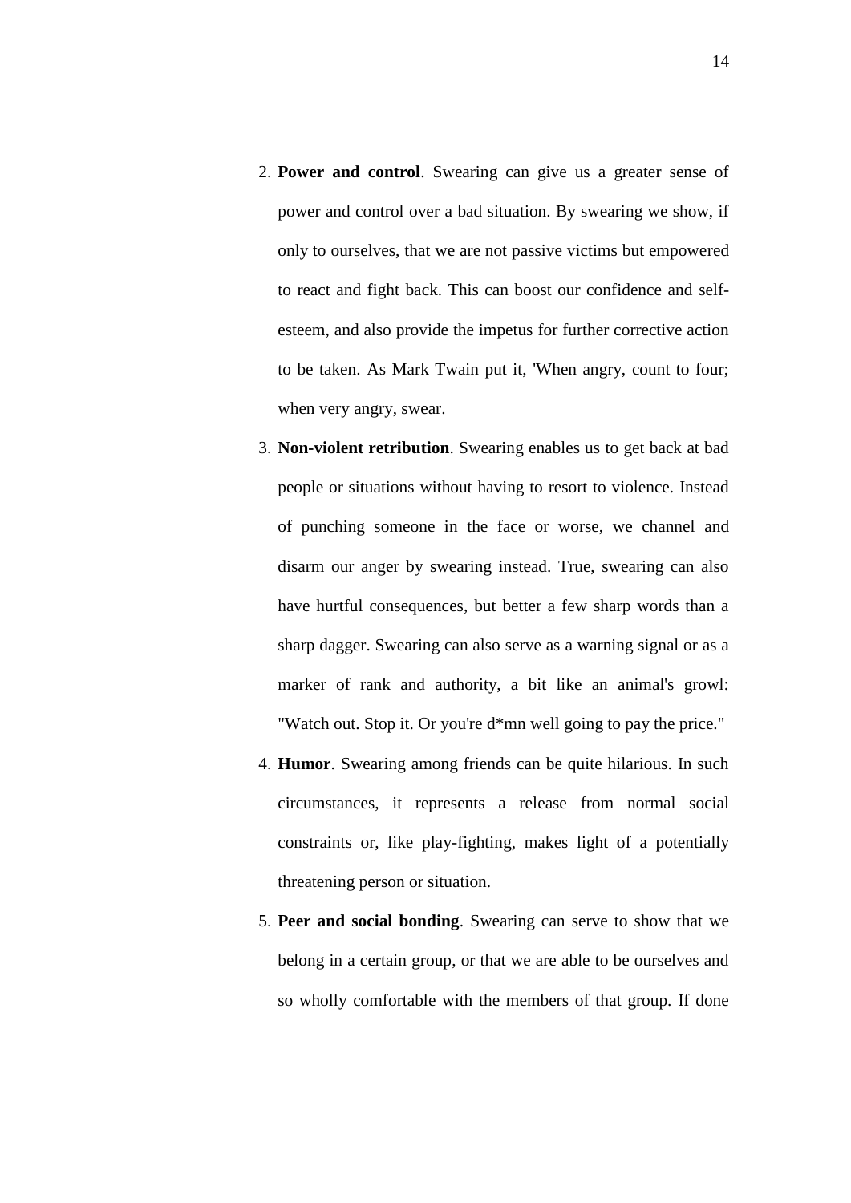2. **Power and control**. Swearing can give us a greater sense of power and control over a bad situation. By swearing we show, if only to ourselves, that we are not passive victims but empowered to react and fight back. This can boost our confidence and self-esteem, and also provide the impetus for further corrective action to be taken. As Mark Twain put it, 'When angry, count to four; when very angry, swear.
3. **Non-violent retribution**. Swearing enables us to get back at bad people or situations without having to resort to violence. Instead of punching someone in the face or worse, we channel and disarm our anger by swearing instead. True, swearing can also have hurtful consequences, but better a few sharp words than a sharp dagger. Swearing can also serve as a warning signal or as a marker of rank and authority, a bit like an animal's growl: "Watch out. Stop it. Or you're d*mn well going to pay the price."
4. **Humor**. Swearing among friends can be quite hilarious. In such circumstances, it represents a release from normal social constraints or, like play-fighting, makes light of a potentially threatening person or situation.
5. **Peer and social bonding**. Swearing can serve to show that we belong in a certain group, or that we are able to be ourselves and so wholly comfortable with the members of that group. If done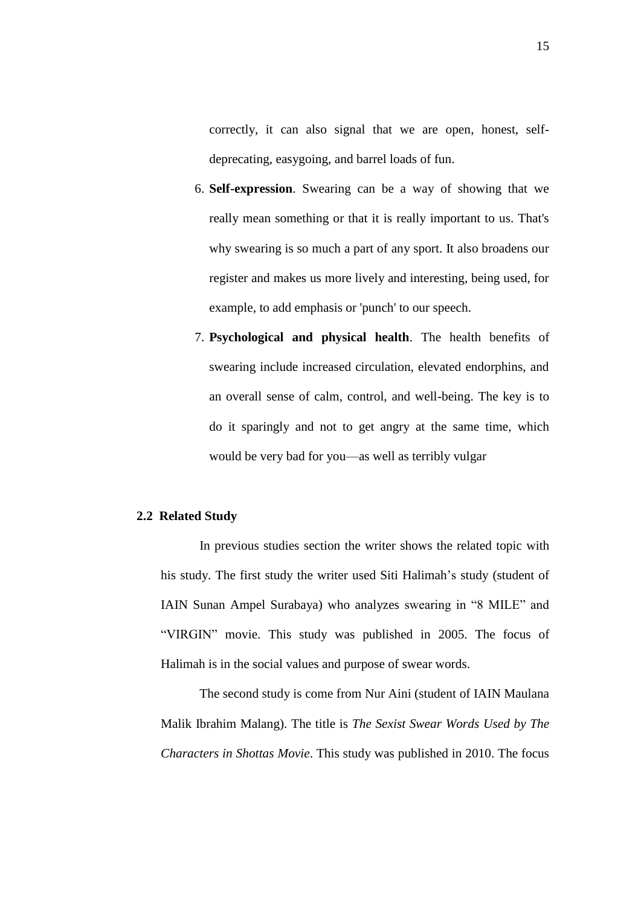correctly, it can also signal that we are open, honest, self-deprecating, easygoing, and barrel loads of fun.

6. **Self-expression**. Swearing can be a way of showing that we really mean something or that it is really important to us. That's why swearing is so much a part of any sport. It also broadens our register and makes us more lively and interesting, being used, for example, to add emphasis or 'punch' to our speech.
7. **Psychological and physical health**. The health benefits of swearing include increased circulation, elevated endorphins, and an overall sense of calm, control, and well-being. The key is to do it sparingly and not to get angry at the same time, which would be very bad for you—as well as terribly vulgar

## 2.2 Related Study

In previous studies section the writer shows the related topic with his study. The first study the writer used Siti Halimah's study (student of IAIN Sunan Ampel Surabaya) who analyzes swearing in "8 MILE" and "VIRGIN" movie. This study was published in 2005. The focus of Halimah is in the social values and purpose of swear words.

The second study is come from Nur Aini (student of IAIN Maulana Malik Ibrahim Malang). The title is *The Sexist Swear Words Used by The Characters in Shottas Movie*. This study was published in 2010. The focus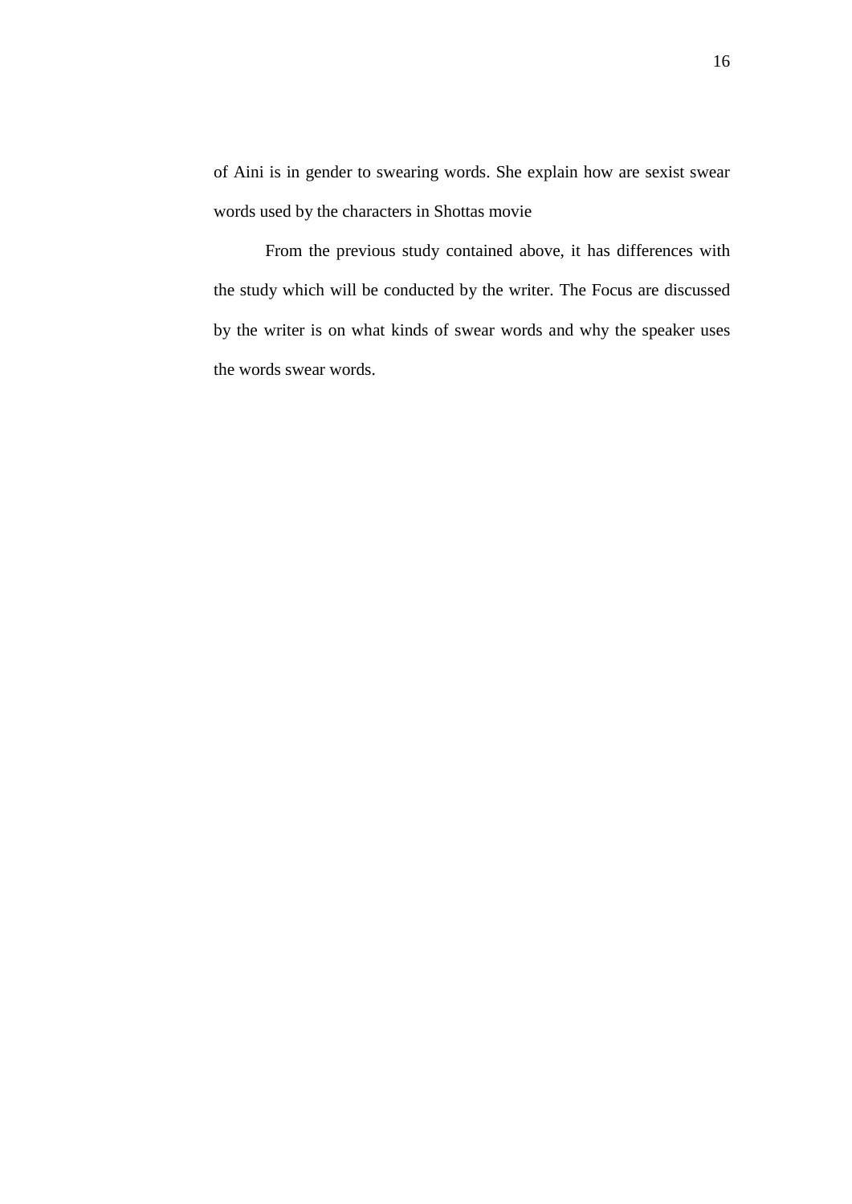of Aini is in gender to swearing words. She explain how are sexist swear words used by the characters in Shottas movie

From the previous study contained above, it has differences with the study which will be conducted by the writer. The Focus are discussed by the writer is on what kinds of swear words and why the speaker uses the words swear words.